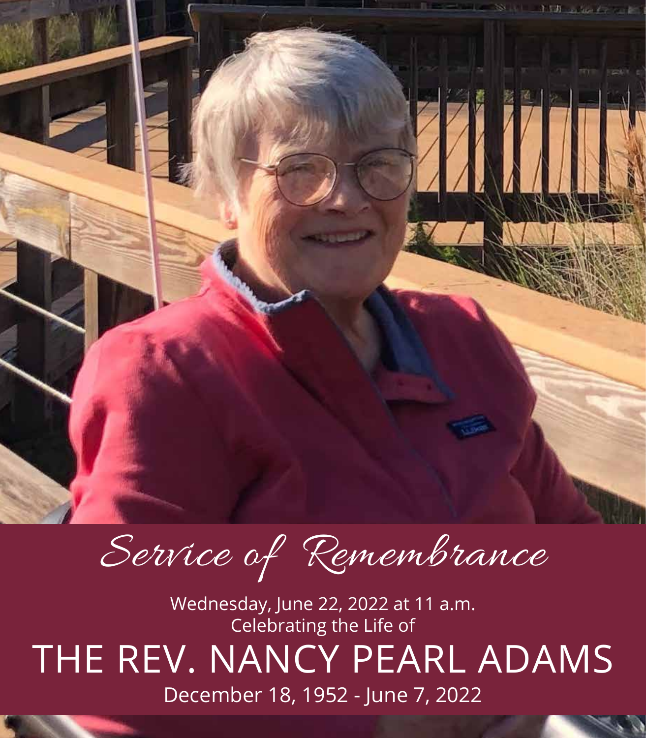# *Service of Remembrance*

Wednesday, June 22, 2022 at 11 a.m.
Celebrating the Life of

## THE REV. NANCY PEARL ADAMS

December 18, 1952 - June 7, 2022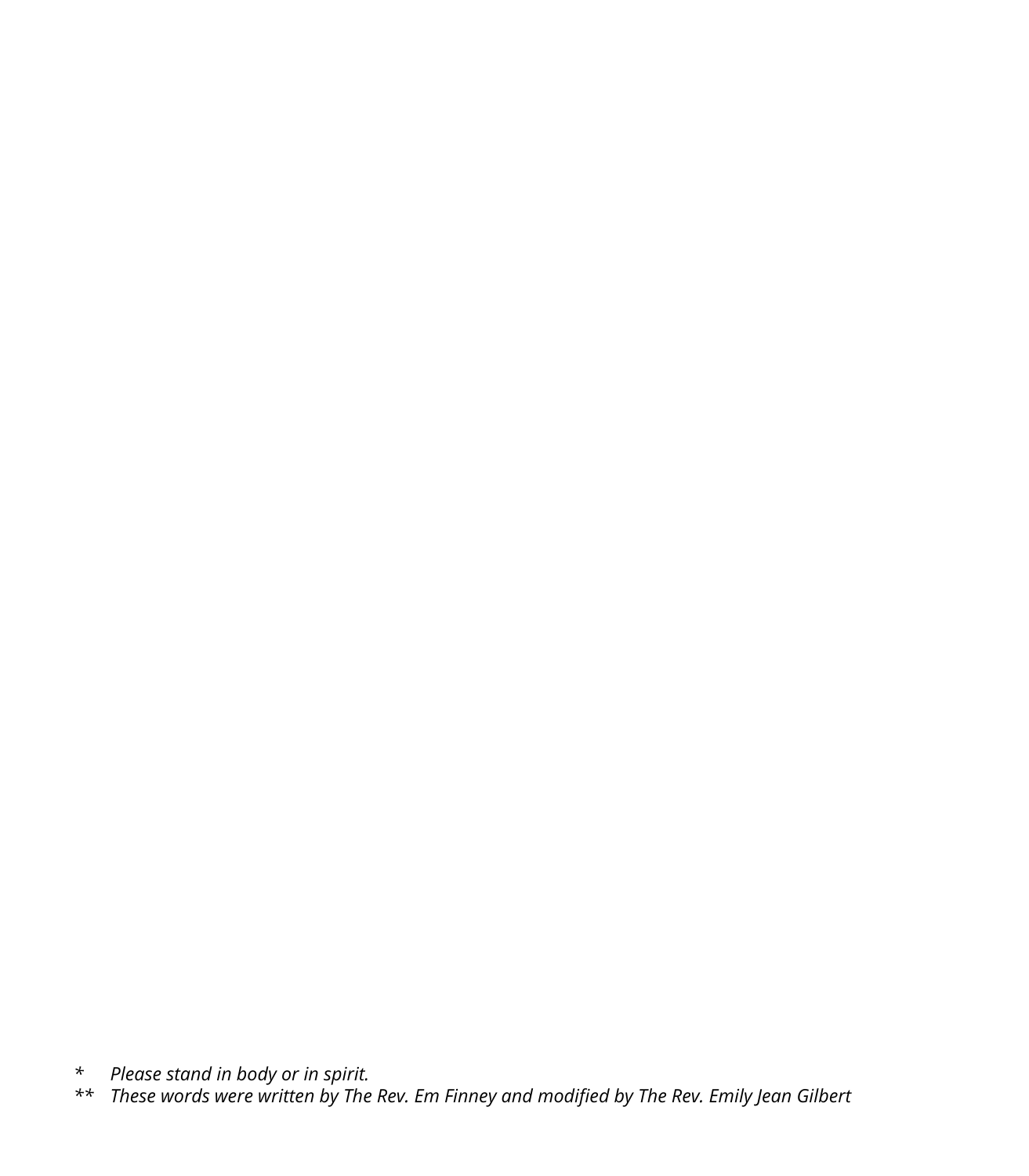\*    *Please stand in body or in spirit.*
\*\*   *These words were written by The Rev. Em Finney and modified by The Rev. Emily Jean Gilbert*

*    *Please stand in body or in spirit.*

**   *These words were written by The Rev. Em Finney and modified by The Rev. Emily Jean Gilbert*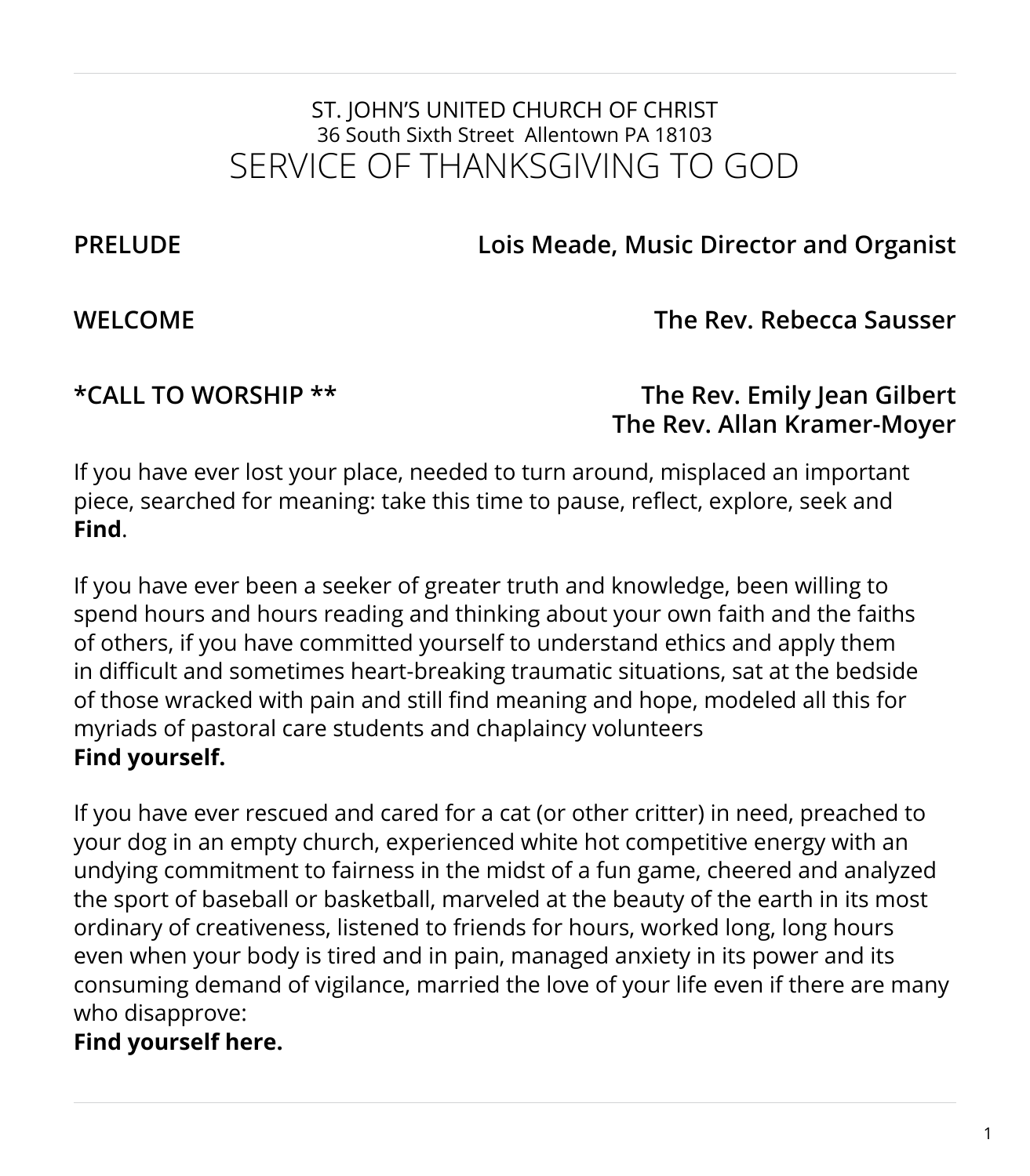ST. JOHN'S UNITED CHURCH OF CHRIST
36 South Sixth Street  Allentown PA 18103

# SERVICE OF THANKSGIVING TO GOD

**PRELUDE** — **Lois Meade, Music Director and Organist**

**WELCOME** — **The Rev. Rebecca Sausser**

**\*CALL TO WORSHIP \*\*** — **The Rev. Emily Jean Gilbert**
**The Rev. Allan Kramer-Moyer**

If you have ever lost your place, needed to turn around, misplaced an important piece, searched for meaning: take this time to pause, reflect, explore, seek and **Find**.

If you have ever been a seeker of greater truth and knowledge, been willing to spend hours and hours reading and thinking about your own faith and the faiths of others, if you have committed yourself to understand ethics and apply them in difficult and sometimes heart-breaking traumatic situations, sat at the bedside of those wracked with pain and still find meaning and hope, modeled all this for myriads of pastoral care students and chaplaincy volunteers
**Find yourself.**

If you have ever rescued and cared for a cat (or other critter) in need, preached to your dog in an empty church, experienced white hot competitive energy with an undying commitment to fairness in the midst of a fun game, cheered and analyzed the sport of baseball or basketball, marveled at the beauty of the earth in its most ordinary of creativeness, listened to friends for hours, worked long, long hours even when your body is tired and in pain, managed anxiety in its power and its consuming demand of vigilance, married the love of your life even if there are many who disapprove:
**Find yourself here.**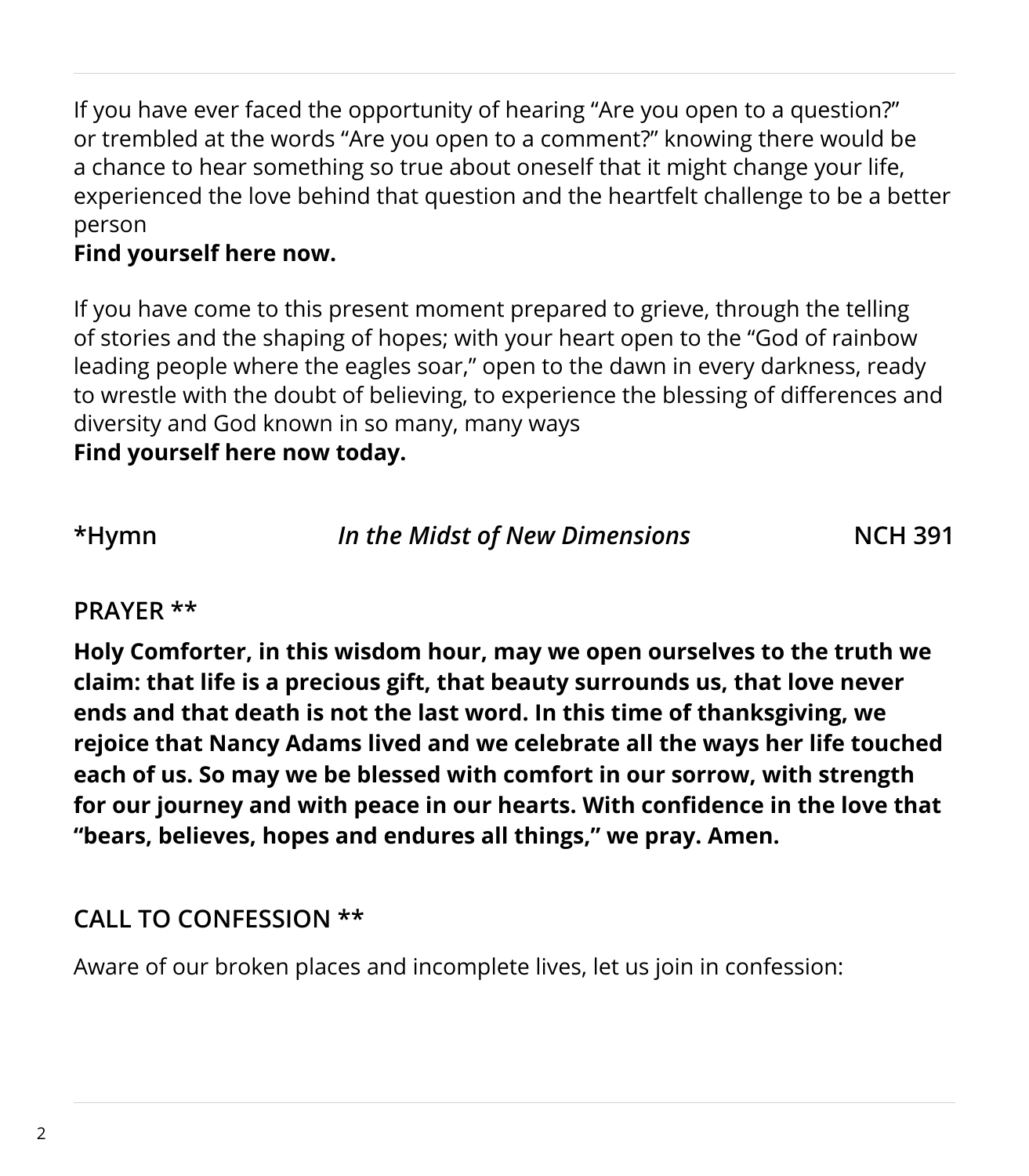If you have ever faced the opportunity of hearing “Are you open to a question?” or trembled at the words “Are you open to a comment?” knowing there would be a chance to hear something so true about oneself that it might change your life, experienced the love behind that question and the heartfelt challenge to be a better person

**Find yourself here now.**

If you have come to this present moment prepared to grieve, through the telling of stories and the shaping of hopes; with your heart open to the “God of rainbow leading people where the eagles soar,” open to the dawn in every darkness, ready to wrestle with the doubt of believing, to experience the blessing of differences and diversity and God known in so many, many ways

**Find yourself here now today.**

**\*Hymn** *In the Midst of New Dimensions* **NCH 391**

## PRAYER **

**Holy Comforter, in this wisdom hour, may we open ourselves to the truth we claim: that life is a precious gift, that beauty surrounds us, that love never ends and that death is not the last word. In this time of thanksgiving, we rejoice that Nancy Adams lived and we celebrate all the ways her life touched each of us. So may we be blessed with comfort in our sorrow, with strength for our journey and with peace in our hearts. With confidence in the love that “bears, believes, hopes and endures all things,” we pray. Amen.**

## CALL TO CONFESSION **

Aware of our broken places and incomplete lives, let us join in confession: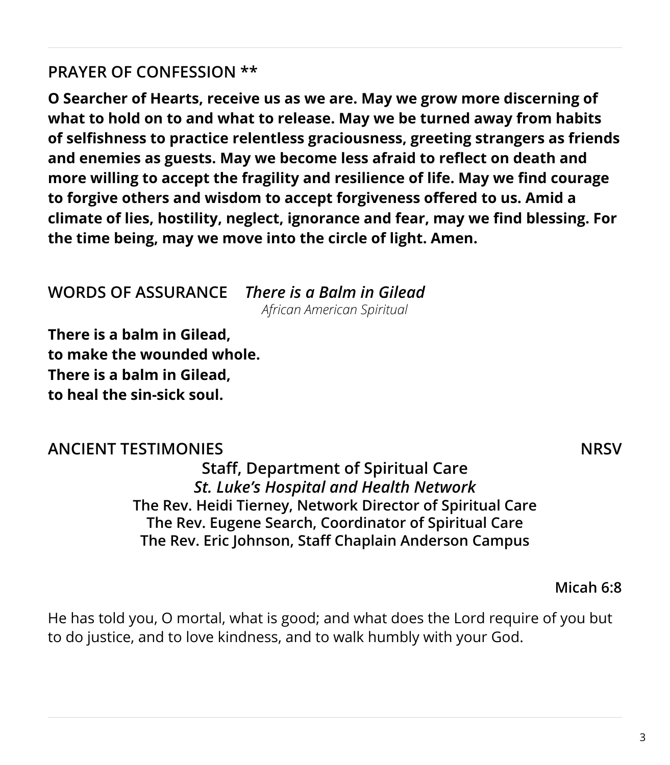## PRAYER OF CONFESSION **

**O Searcher of Hearts, receive us as we are. May we grow more discerning of what to hold on to and what to release. May we be turned away from habits of selfishness to practice relentless graciousness, greeting strangers as friends and enemies as guests. May we become less afraid to reflect on death and more willing to accept the fragility and resilience of life. May we find courage to forgive others and wisdom to accept forgiveness offered to us. Amid a climate of lies, hostility, neglect, ignorance and fear, may we find blessing. For the time being, may we move into the circle of light. Amen.**

## WORDS OF ASSURANCE *There is a Balm in Gilead*

*African American Spiritual*

**There is a balm in Gilead,**
**to make the wounded whole.**
**There is a balm in Gilead,**
**to heal the sin-sick soul.**

## ANCIENT TESTIMONIES NRSV

**Staff, Department of Spiritual Care**
***St. Luke's Hospital and Health Network***
**The Rev. Heidi Tierney, Network Director of Spiritual Care**
**The Rev. Eugene Search, Coordinator of Spiritual Care**
**The Rev. Eric Johnson, Staff Chaplain Anderson Campus**

**Micah 6:8**

He has told you, O mortal, what is good; and what does the Lord require of you but to do justice, and to love kindness, and to walk humbly with your God.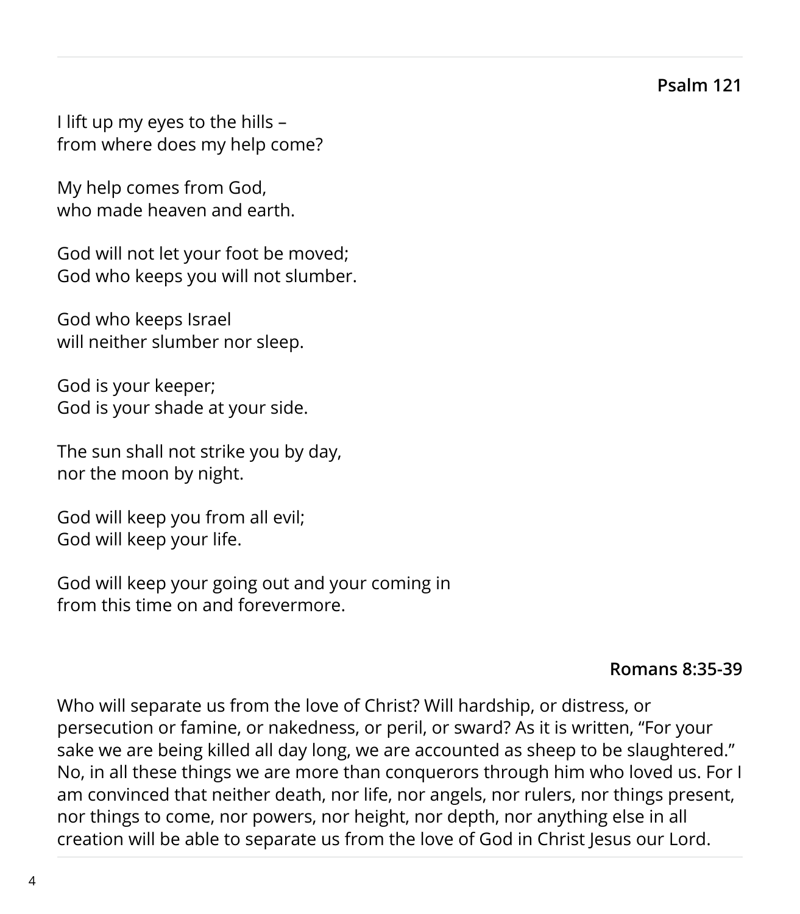**Psalm 121**

I lift up my eyes to the hills –
from where does my help come?

My help comes from God,
who made heaven and earth.

God will not let your foot be moved;
God who keeps you will not slumber.

God who keeps Israel
will neither slumber nor sleep.

God is your keeper;
God is your shade at your side.

The sun shall not strike you by day,
nor the moon by night.

God will keep you from all evil;
God will keep your life.

God will keep your going out and your coming in
from this time on and forevermore.

**Romans 8:35-39**

Who will separate us from the love of Christ? Will hardship, or distress, or persecution or famine, or nakedness, or peril, or sward? As it is written, "For your sake we are being killed all day long, we are accounted as sheep to be slaughtered." No, in all these things we are more than conquerors through him who loved us. For I am convinced that neither death, nor life, nor angels, nor rulers, nor things present, nor things to come, nor powers, nor height, nor depth, nor anything else in all creation will be able to separate us from the love of God in Christ Jesus our Lord.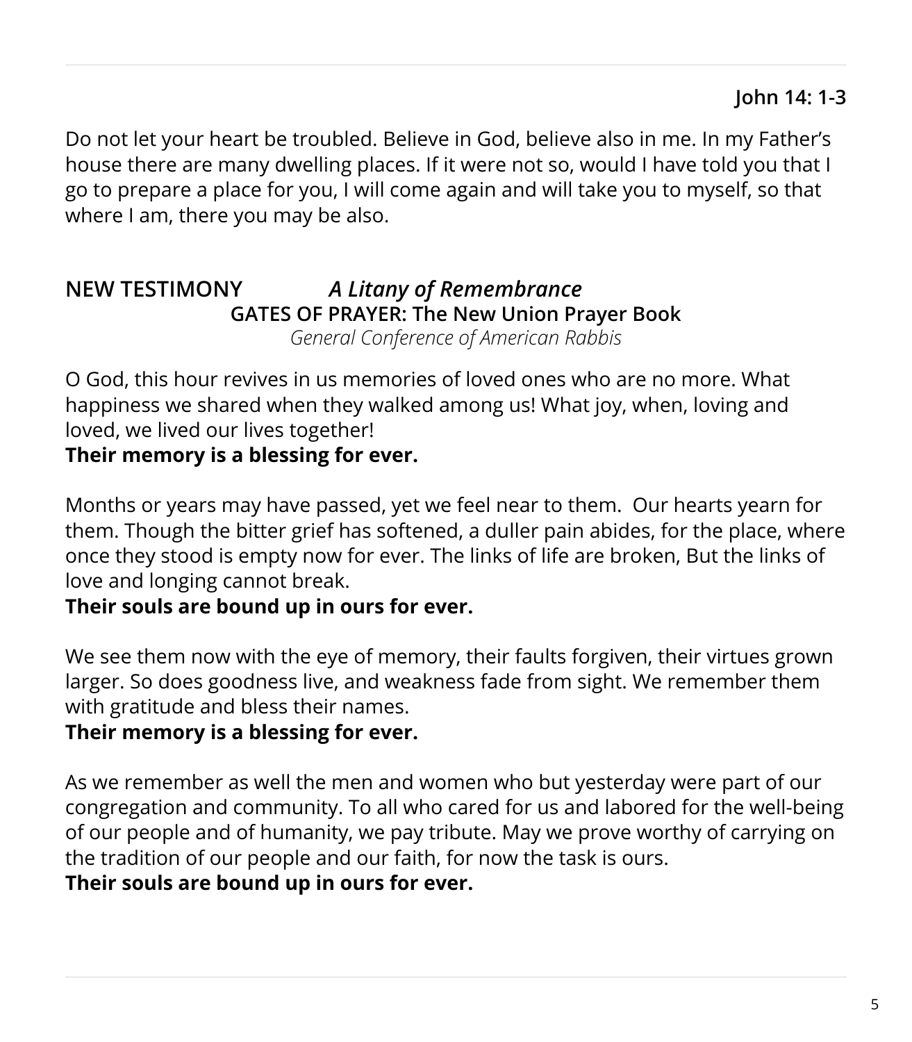**John 14: 1-3**

Do not let your heart be troubled. Believe in God, believe also in me. In my Father's house there are many dwelling places. If it were not so, would I have told you that I go to prepare a place for you, I will come again and will take you to myself, so that where I am, there you may be also.

## NEW TESTIMONY *A Litany of Remembrance*

**GATES OF PRAYER: The New Union Prayer Book**

*General Conference of American Rabbis*

O God, this hour revives in us memories of loved ones who are no more. What happiness we shared when they walked among us! What joy, when, loving and loved, we lived our lives together!
**Their memory is a blessing for ever.**

Months or years may have passed, yet we feel near to them. Our hearts yearn for them. Though the bitter grief has softened, a duller pain abides, for the place, where once they stood is empty now for ever. The links of life are broken, But the links of love and longing cannot break.
**Their souls are bound up in ours for ever.**

We see them now with the eye of memory, their faults forgiven, their virtues grown larger. So does goodness live, and weakness fade from sight. We remember them with gratitude and bless their names.
**Their memory is a blessing for ever.**

As we remember as well the men and women who but yesterday were part of our congregation and community. To all who cared for us and labored for the well-being of our people and of humanity, we pay tribute. May we prove worthy of carrying on the tradition of our people and our faith, for now the task is ours.
**Their souls are bound up in ours for ever.**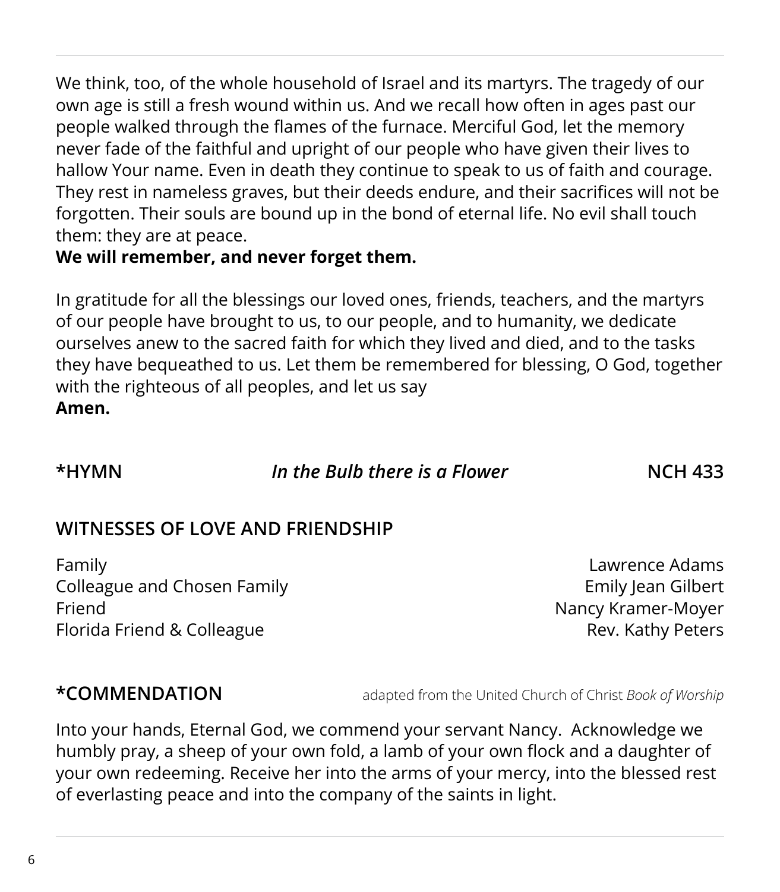We think, too, of the whole household of Israel and its martyrs. The tragedy of our own age is still a fresh wound within us. And we recall how often in ages past our people walked through the flames of the furnace. Merciful God, let the memory never fade of the faithful and upright of our people who have given their lives to hallow Your name. Even in death they continue to speak to us of faith and courage. They rest in nameless graves, but their deeds endure, and their sacrifices will not be forgotten. Their souls are bound up in the bond of eternal life. No evil shall touch them: they are at peace.
**We will remember, and never forget them.**

In gratitude for all the blessings our loved ones, friends, teachers, and the martyrs of our people have brought to us, to our people, and to humanity, we dedicate ourselves anew to the sacred faith for which they lived and died, and to the tasks they have bequeathed to us. Let them be remembered for blessing, O God, together with the righteous of all peoples, and let us say
**Amen.**

**\*HYMN** ***In the Bulb there is a Flower*** **NCH 433**

## WITNESSES OF LOVE AND FRIENDSHIP

Family — Lawrence Adams
Colleague and Chosen Family — Emily Jean Gilbert
Friend — Nancy Kramer-Moyer
Florida Friend & Colleague — Rev. Kathy Peters

**\*COMMENDATION** adapted from the United Church of Christ *Book of Worship*

Into your hands, Eternal God, we commend your servant Nancy. Acknowledge we humbly pray, a sheep of your own fold, a lamb of your own flock and a daughter of your own redeeming. Receive her into the arms of your mercy, into the blessed rest of everlasting peace and into the company of the saints in light.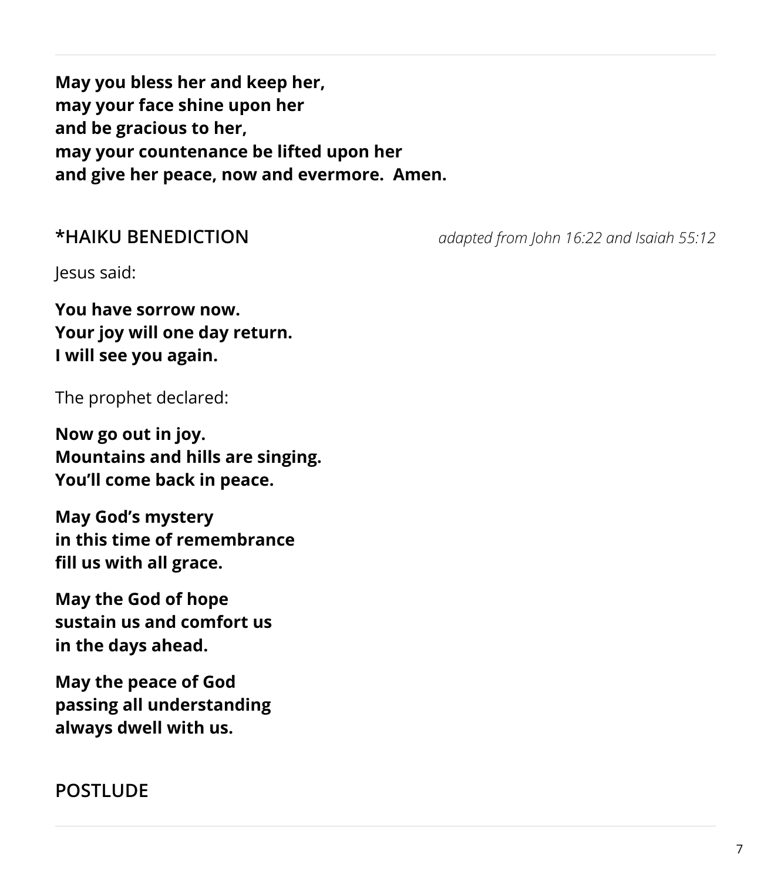**May you bless her and keep her,**
**may your face shine upon her**
**and be gracious to her,**
**may your countenance be lifted upon her**
**and give her peace, now and evermore. Amen.**

## *HAIKU BENEDICTION

*adapted from John 16:22 and Isaiah 55:12*

Jesus said:

**You have sorrow now.**
**Your joy will one day return.**
**I will see you again.**

The prophet declared:

**Now go out in joy.**
**Mountains and hills are singing.**
**You'll come back in peace.**

**May God's mystery**
**in this time of remembrance**
**fill us with all grace.**

**May the God of hope**
**sustain us and comfort us**
**in the days ahead.**

**May the peace of God**
**passing all understanding**
**always dwell with us.**

## POSTLUDE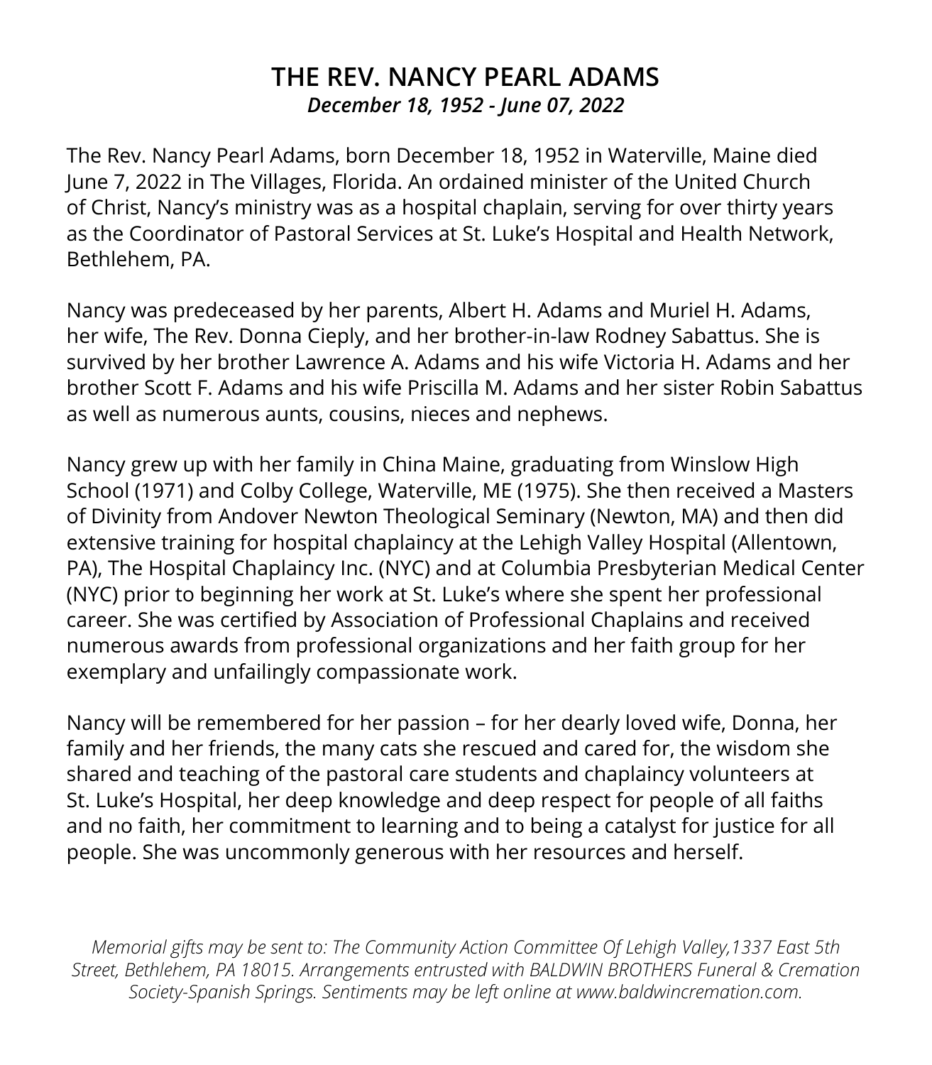# THE REV. NANCY PEARL ADAMS

***December 18, 1952 - June 07, 2022***

The Rev. Nancy Pearl Adams, born December 18, 1952 in Waterville, Maine died June 7, 2022 in The Villages, Florida. An ordained minister of the United Church of Christ, Nancy's ministry was as a hospital chaplain, serving for over thirty years as the Coordinator of Pastoral Services at St. Luke's Hospital and Health Network, Bethlehem, PA.

Nancy was predeceased by her parents, Albert H. Adams and Muriel H. Adams, her wife, The Rev. Donna Cieply, and her brother-in-law Rodney Sabattus. She is survived by her brother Lawrence A. Adams and his wife Victoria H. Adams and her brother Scott F. Adams and his wife Priscilla M. Adams and her sister Robin Sabattus as well as numerous aunts, cousins, nieces and nephews.

Nancy grew up with her family in China Maine, graduating from Winslow High School (1971) and Colby College, Waterville, ME (1975). She then received a Masters of Divinity from Andover Newton Theological Seminary (Newton, MA) and then did extensive training for hospital chaplaincy at the Lehigh Valley Hospital (Allentown, PA), The Hospital Chaplaincy Inc. (NYC) and at Columbia Presbyterian Medical Center (NYC) prior to beginning her work at St. Luke's where she spent her professional career. She was certified by Association of Professional Chaplains and received numerous awards from professional organizations and her faith group for her exemplary and unfailingly compassionate work.

Nancy will be remembered for her passion – for her dearly loved wife, Donna, her family and her friends, the many cats she rescued and cared for, the wisdom she shared and teaching of the pastoral care students and chaplaincy volunteers at St. Luke's Hospital, her deep knowledge and deep respect for people of all faiths and no faith, her commitment to learning and to being a catalyst for justice for all people. She was uncommonly generous with her resources and herself.

*Memorial gifts may be sent to: The Community Action Committee Of Lehigh Valley,1337 East 5th Street, Bethlehem, PA 18015. Arrangements entrusted with BALDWIN BROTHERS Funeral & Cremation Society-Spanish Springs. Sentiments may be left online at www.baldwincremation.com.*